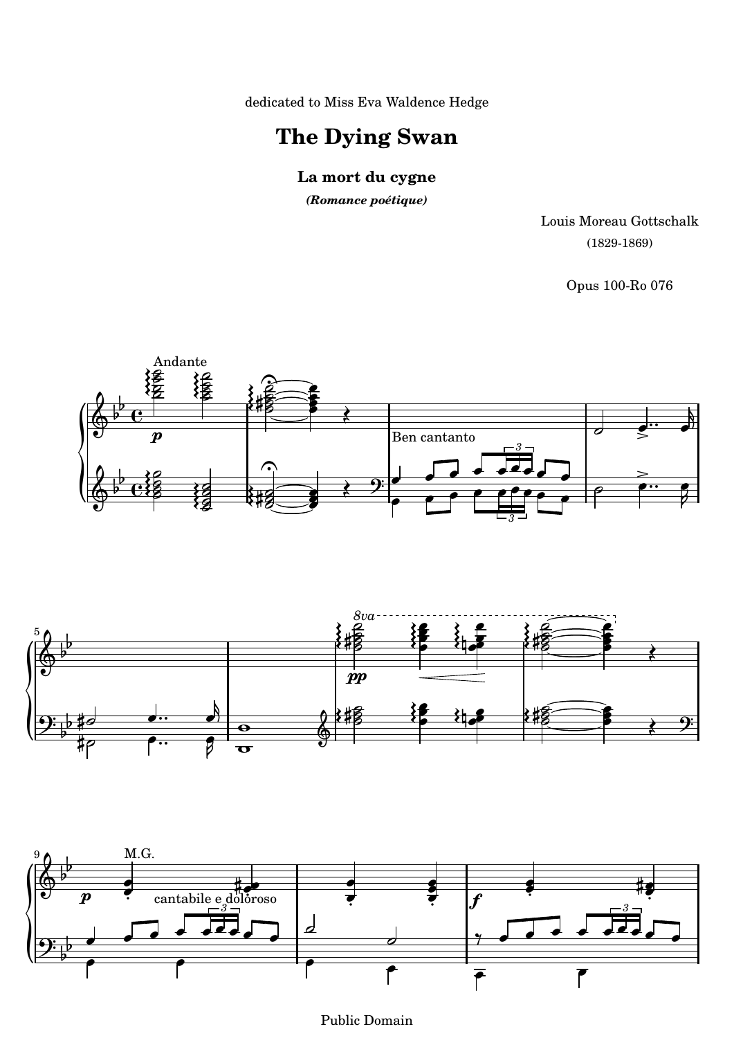dedicated to Miss Eva Waldence Hedge

# The Dying Swan

## La mort du cygne

***(Romance poétique)***

Louis Moreau Gottschalk
(1829-1869)

Opus 100-Ro 076

Public Domain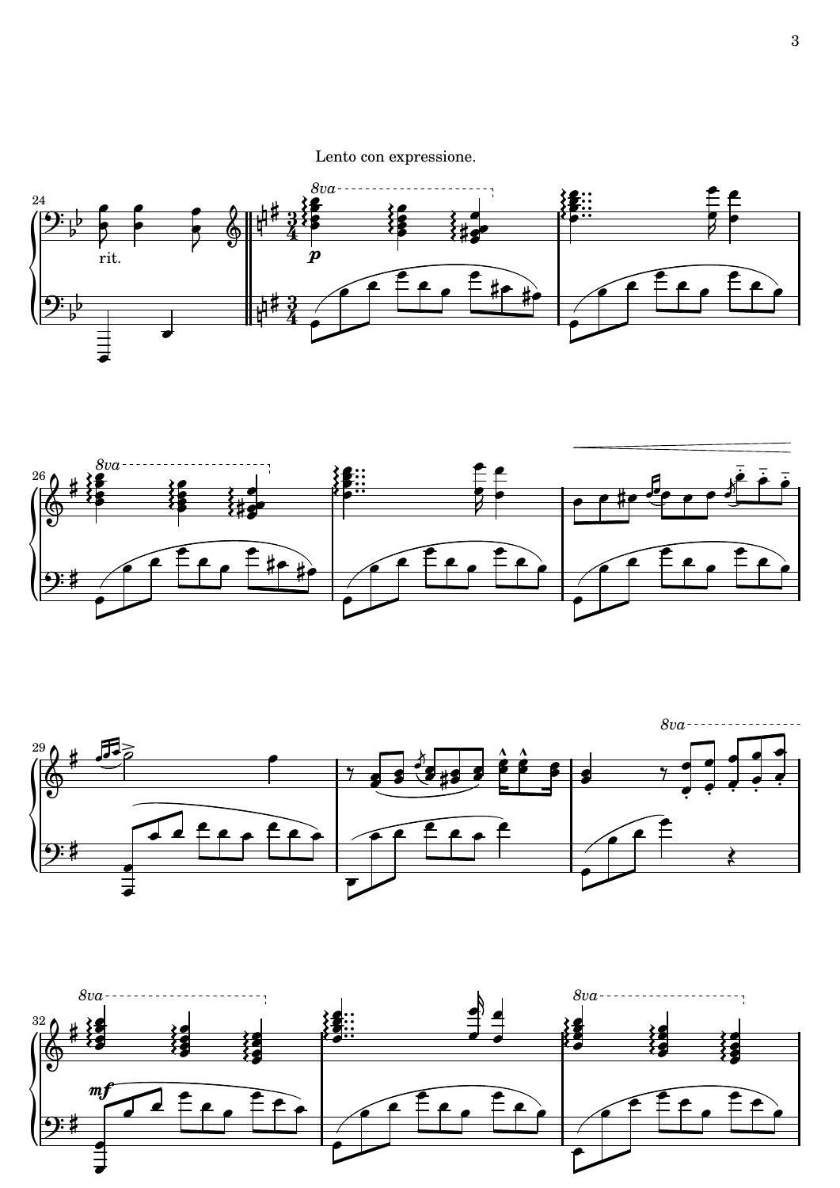Lento con expressione.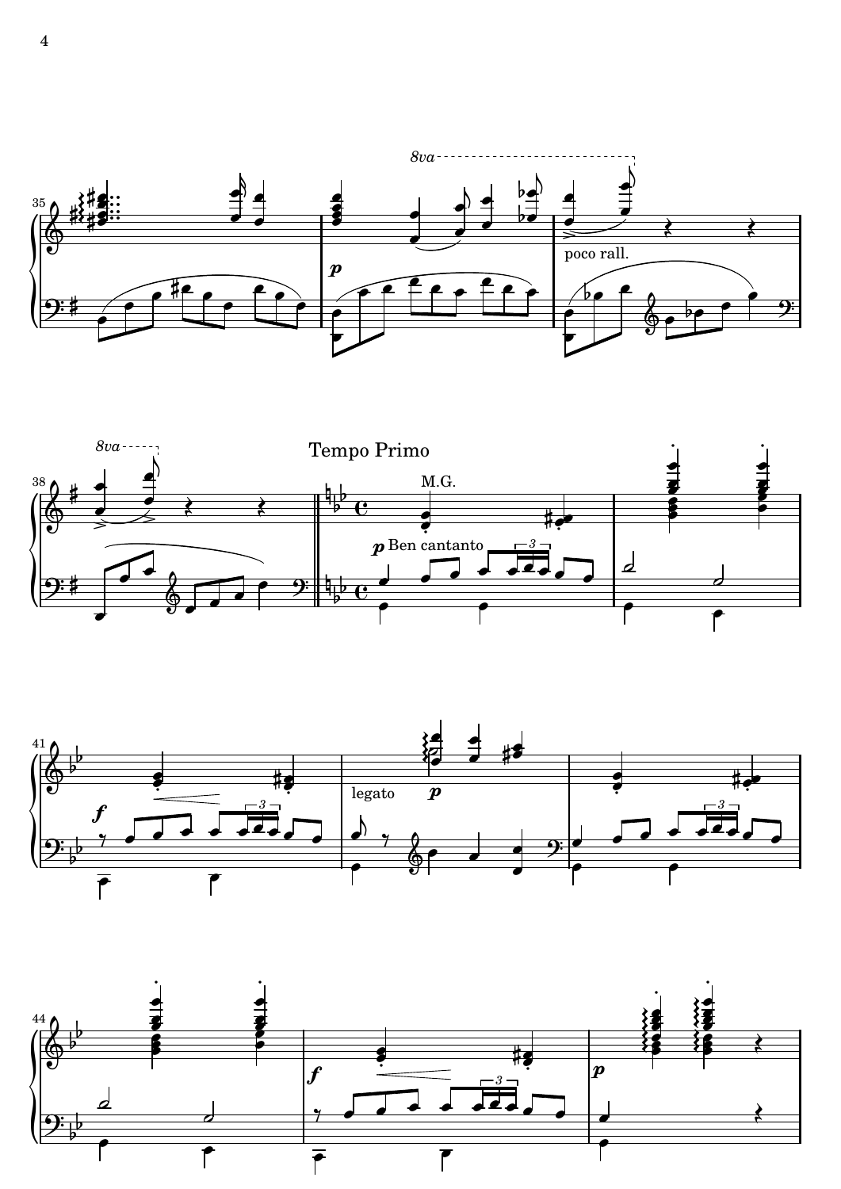8va

poco rall.

Tempo Primo

M.G.

p Ben cantanto

f

legato p

f

p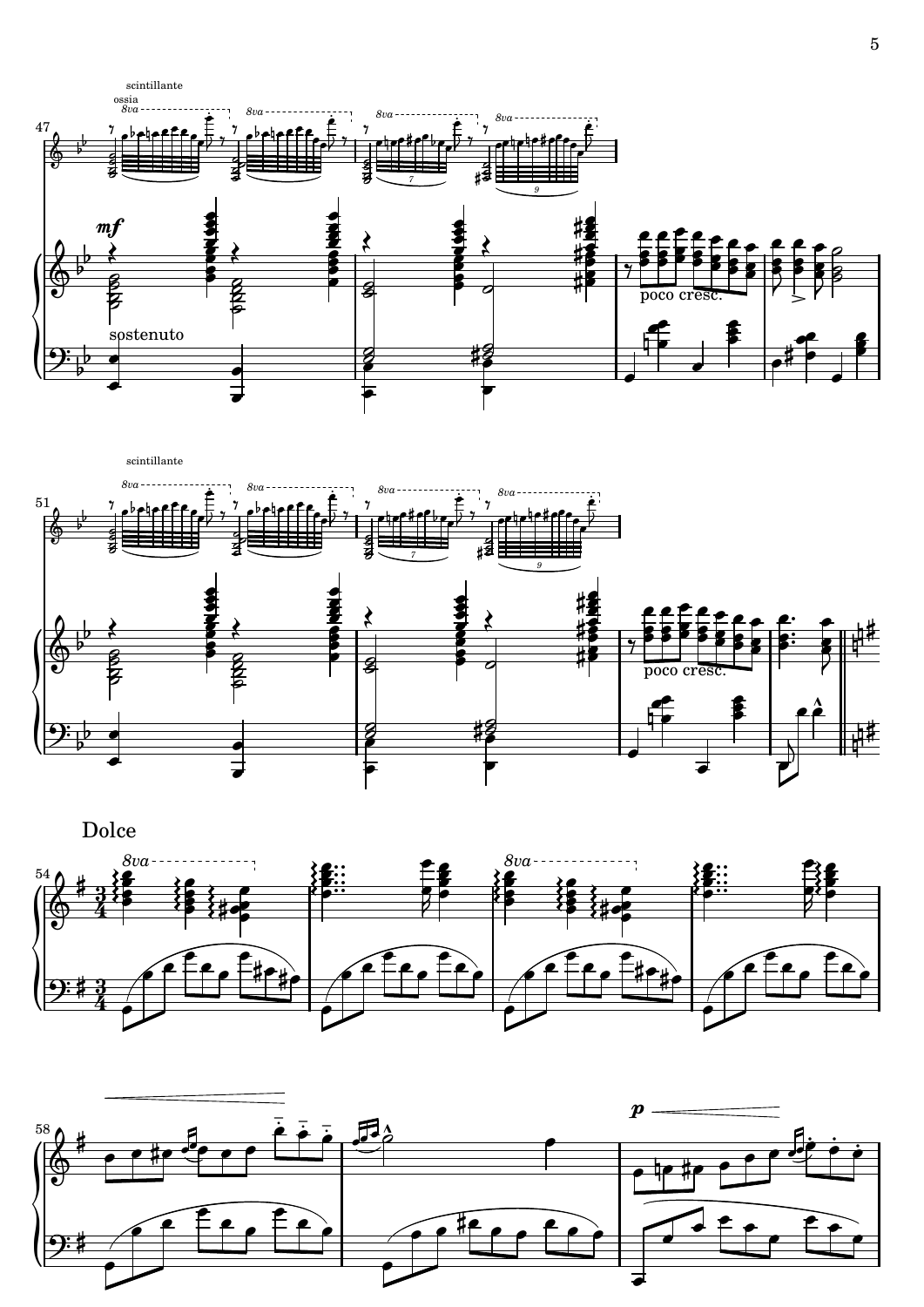scintillante

ossia

*mf*

sostenuto

poco cresc.

scintillante

poco cresc.

Dolce

*p*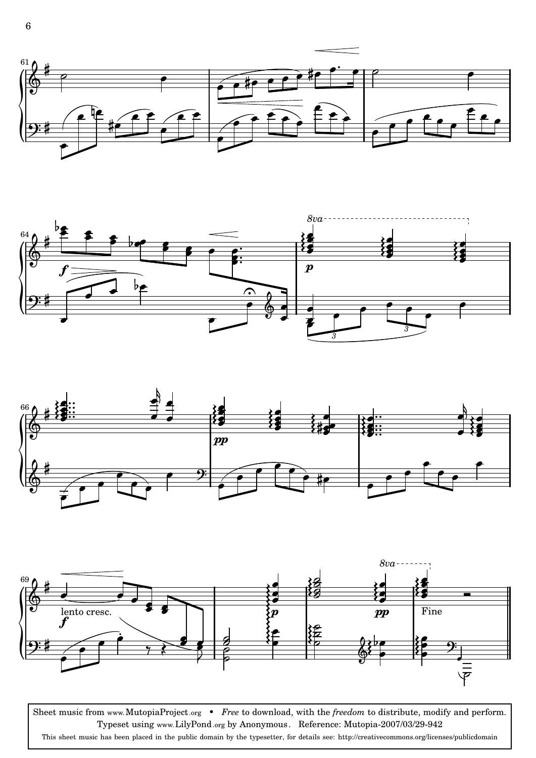Sheet music from www.MutopiaProject.org • *Free* to download, with the *freedom* to distribute, modify and perform.
Typeset using www.LilyPond.org by Anonymous. Reference: Mutopia-2007/03/29-942
This sheet music has been placed in the public domain by the typesetter, for details see: http://creativecommons.org/licenses/publicdomain